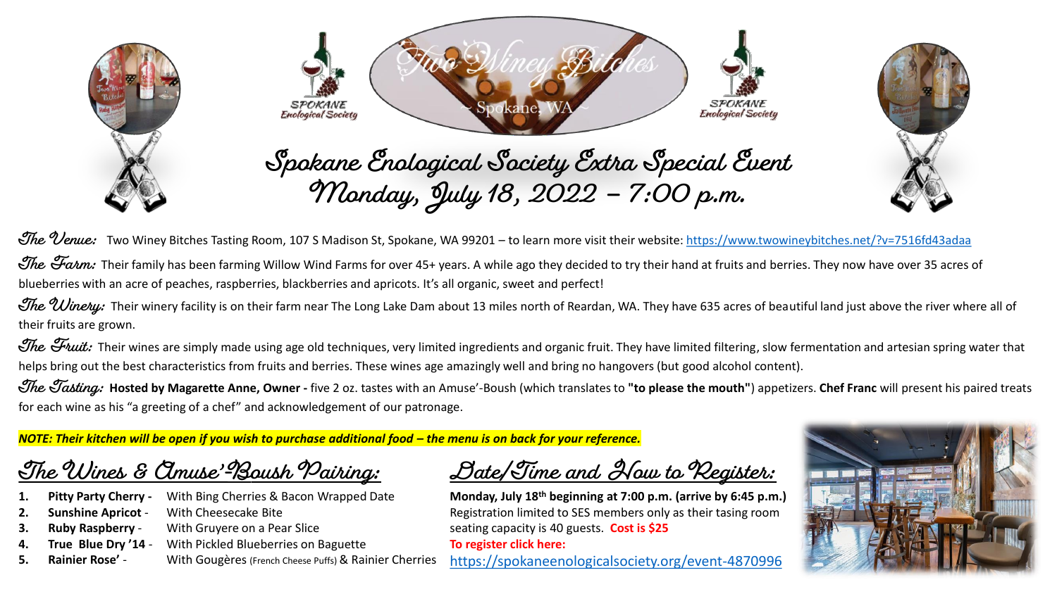Two Winey Bitches

~ Spokane, WA ~

SPOKANE Enological Society

# Spokane Enological Society Extra Special Event

## Monday, July 18, 2022 – 7:00 p.m.

***The Venue:*** Two Winey Bitches Tasting Room, 107 S Madison St, Spokane, WA 99201 – to learn more visit their website: https://www.twowineybitches.net/?v=7516fd43adaa

***The Farm:*** Their family has been farming Willow Wind Farms for over 45+ years. A while ago they decided to try their hand at fruits and berries. They now have over 35 acres of blueberries with an acre of peaches, raspberries, blackberries and apricots. It's all organic, sweet and perfect!

***The Winery:*** Their winery facility is on their farm near The Long Lake Dam about 13 miles north of Reardan, WA. They have 635 acres of beautiful land just above the river where all of their fruits are grown.

***The Fruit:*** Their wines are simply made using age old techniques, very limited ingredients and organic fruit. They have limited filtering, slow fermentation and artesian spring water that helps bring out the best characteristics from fruits and berries. These wines age amazingly well and bring no hangovers (but good alcohol content).

***The Tasting:*** **Hosted by Magarette Anne, Owner -** five 2 oz. tastes with an Amuse'-Boush (which translates to **"to please the mouth"**) appetizers. **Chef Franc** will present his paired treats for each wine as his "a greeting of a chef" and acknowledgement of our patronage.

***NOTE: Their kitchen will be open if you wish to purchase additional food – the menu is on back for your reference.***

## The Wines & Amuse'-Boush Pairing:

1. **Pitty Party Cherry -** With Bing Cherries & Bacon Wrapped Date
2. **Sunshine Apricot** - With Cheesecake Bite
3. **Ruby Raspberry** - With Gruyere on a Pear Slice
4. **True Blue Dry '14** - With Pickled Blueberries on Baguette
5. **Rainier Rose'** - With Gougères (French Cheese Puffs) & Rainier Cherries

## Date/Time and How to Register:

**Monday, July 18th beginning at 7:00 p.m. (arrive by 6:45 p.m.)**
Registration limited to SES members only as their tasing room seating capacity is 40 guests. **Cost is $25**
**To register click here:**
https://spokaneenologicalsociety.org/event-4870996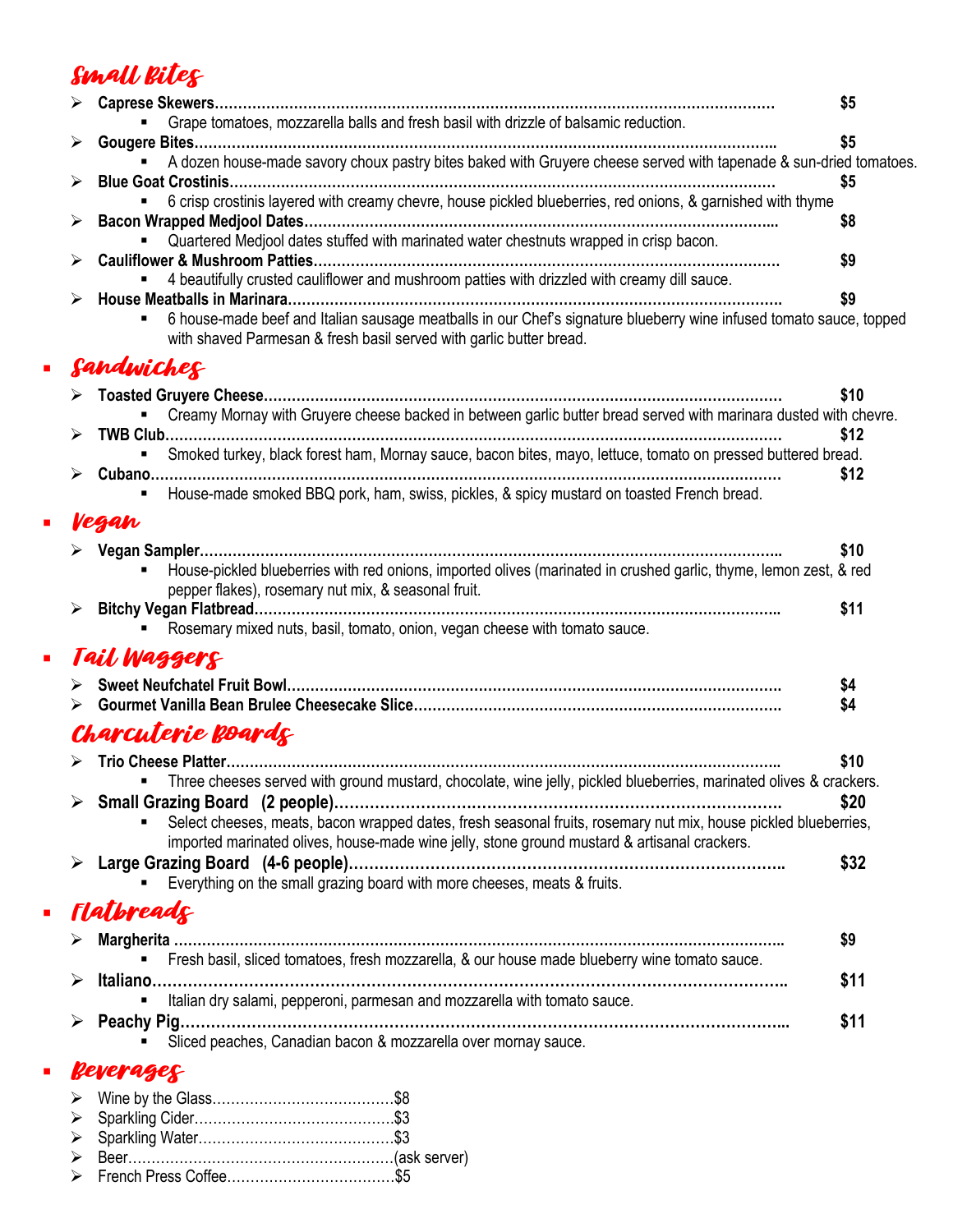## Small Bites

- **Capreses Skewers…………………………………………………………………………………… $5**
  - Grape tomatoes, mozzarella balls and fresh basil with drizzle of balsamic reduction.
- **Gougere Bites……………………………………………………………………………………… $5**
  - A dozen house-made savory choux pastry bites baked with Gruyere cheese served with tapenade & sun-dried tomatoes.
- **Blue Goat Crostinis……………………………………………………………………………… $5**
  - 6 crisp crostinis layered with creamy chevre, house pickled blueberries, red onions, & garnished with thyme
- **Bacon Wrapped Medjool Dates………………………………………………………………… $8**
  - Quartered Medjool dates stuffed with marinated water chestnuts wrapped in crisp bacon.
- **Cauliflower & Mushroom Patties……………………………………………………………… $9**
  - 4 beautifully crusted cauliflower and mushroom patties with drizzled with creamy dill sauce.
- **House Meatballs in Marinara……………………………………………………………………… $9**
  - 6 house-made beef and Italian sausage meatballs in our Chef's signature blueberry wine infused tomato sauce, topped with shaved Parmesan & fresh basil served with garlic butter bread.

## Sandwiches

- **Toasted Gruyere Cheese………………………………………………………………………… $10**
  - Creamy Mornay with Gruyere cheese backed in between garlic butter bread served with marinara dusted with chevre.
- **TWB Club……………………………………………………………………………………………… $12**
  - Smoked turkey, black forest ham, Mornay sauce, bacon bites, mayo, lettuce, tomato on pressed buttered bread.
- **Cubano………………………………………………………………………………………………… $12**
  - House-made smoked BBQ pork, ham, swiss, pickles, & spicy mustard on toasted French bread.

## Vegan

- **Vegan Sampler……………………………………………………………………………………… $10**
  - House-pickled blueberries with red onions, imported olives (marinated in crushed garlic, thyme, lemon zest, & red pepper flakes), rosemary nut mix, & seasonal fruit.
- **Bitchy Vegan Flatbread…………………………………………………………………………… $11**
  - Rosemary mixed nuts, basil, tomato, onion, vegan cheese with tomato sauce.

## Tail Waggers

- **Sweet Neufchatel Fruit Bowl……………………………………………………………………… $4**
- **Gourmet Vanilla Bean Brulee Cheesecake Slice……………………………………………… $4**

## Charcuterie Boards

- **Trio Cheese Platter…………………………………………………………………………………… $10**
  - Three cheeses served with ground mustard, chocolate, wine jelly, pickled blueberries, marinated olives & crackers.
- **Small Grazing Board (2 people)………………………………………………………………… $20**
  - Select cheeses, meats, bacon wrapped dates, fresh seasonal fruits, rosemary nut mix, house pickled blueberries, imported marinated olives, house-made wine jelly, stone ground mustard & artisanal crackers.
- **Large Grazing Board (4-6 people)……………………………………………………………… $32**
  - Everything on the small grazing board with more cheeses, meats & fruits.

## Flatbreads

- **Margherita …………………………………………………………………………………………… $9**
  - Fresh basil, sliced tomatoes, fresh mozzarella, & our house made blueberry wine tomato sauce.
- **Italiano………………………………………………………………………………………………… $11**
  - Italian dry salami, pepperoni, parmesan and mozzarella with tomato sauce.
- **Peachy Pig…………………………………………………………………………………………… $11**
  - Sliced peaches, Canadian bacon & mozzarella over mornay sauce.

## Beverages

- Wine by the Glass…………………………………$8
- Sparkling Cider……………………………………$3
- Sparkling Water……………………………………$3
- Beer…………………………………………………(ask server)
- French Press Coffee………………………………$5